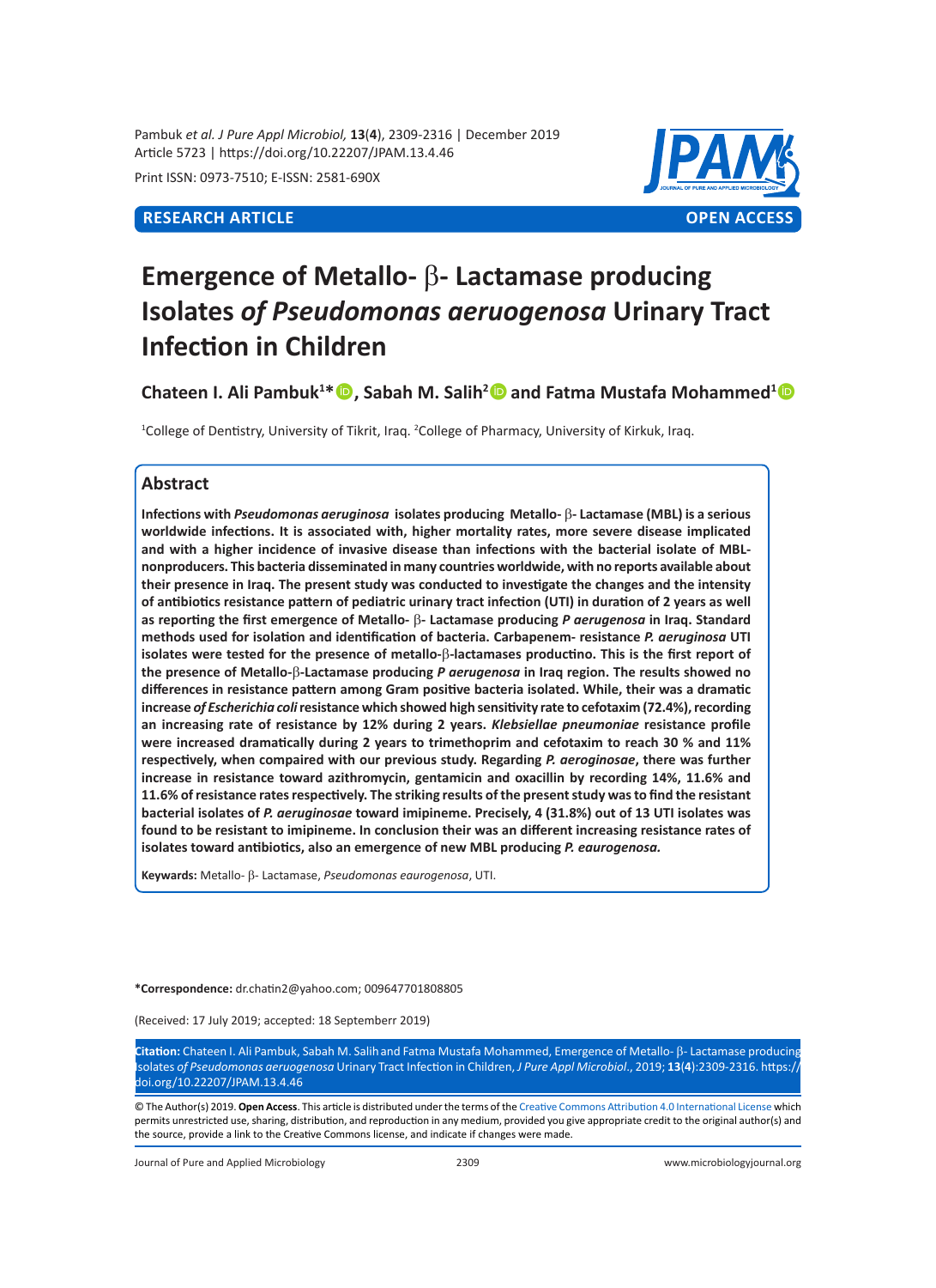**RESEARCH ARTICLE** **OPEN ACCESS**

# Emergence of Metallo- β- Lactamase producing Isolates *of Pseudomonas aeruogenosa* Urinary Tract Infection in Children

**Chateen I. Ali Pambuk[1]\*, Sabah M. Salih[2] and Fatma Mustafa Mohammed[1]**

[1]College of Dentistry, University of Tikrit, Iraq. [2]College of Pharmacy, University of Kirkuk, Iraq.

## Abstract

**Infections with *Pseudomonas aeruginosa* isolates producing Metallo- β- Lactamase (MBL) is a serious worldwide infections. It is associated with, higher mortality rates, more severe disease implicated and with a higher incidence of invasive disease than infections with the bacterial isolate of MBL-nonproducers. This bacteria disseminated in many countries worldwide, with no reports available about their presence in Iraq. The present study was conducted to investigate the changes and the intensity of antibiotics resistance pattern of pediatric urinary tract infection (UTI) in duration of 2 years as well as reporting the first emergence of Metallo- β- Lactamase producing *P aerugenosa* in Iraq. Standard methods used for isolation and identification of bacteria. Carbapenem- resistance *P. aeruginosa* UTI isolates were tested for the presence of metallo-β-lactamases productino. This is the first report of the presence of Metallo-β-Lactamase producing *P aerugenosa* in Iraq region. The results showed no differences in resistance pattern among Gram positive bacteria isolated. While, their was a dramatic increase *of Escherichia coli* resistance which showed high sensitivity rate to cefotaxim (72.4%), recording an increasing rate of resistance by 12% during 2 years. *Klebsiellae pneumoniae* resistance profile were increased dramatically during 2 years to trimethoprim and cefotaxim to reach 30 % and 11% respectively, when compaired with our previous study. Regarding *P. aeroginosae*, there was further increase in resistance toward azithromycin, gentamicin and oxacillin by recording 14%, 11.6% and 11.6% of resistance rates respectively. The striking results of the present study was to find the resistant bacterial isolates of *P. aeruginosae* toward imipineme. Precisely, 4 (31.8%) out of 13 UTI isolates was found to be resistant to imipineme. In conclusion their was an different increasing resistance rates of isolates toward antibiotics, also an emergence of new MBL producing *P. eaurogenosa.***

**Keywords:** Metallo- β- Lactamase, *Pseudomonas eaurogenosa*, UTI.

**\*Correspondence:** dr.chatin2@yahoo.com; 009647701808805

(Received: 17 July 2019; accepted: 18 Septemberr 2019)

**Citation:** Chateen I. Ali Pambuk, Sabah M. Salih and Fatma Mustafa Mohammed, Emergence of Metallo- β- Lactamase producing Isolates *of Pseudomonas aeruogenosa* Urinary Tract Infection in Children, *J Pure Appl Microbiol*., 2019; **13**(**4**):2309-2316. https://doi.org/10.22207/JPAM.13.4.46

© The Author(s) 2019. **Open Access**. This article is distributed under the terms of the Creative Commons Attribution 4.0 International License which permits unrestricted use, sharing, distribution, and reproduction in any medium, provided you give appropriate credit to the original author(s) and the source, provide a link to the Creative Commons license, and indicate if changes were made.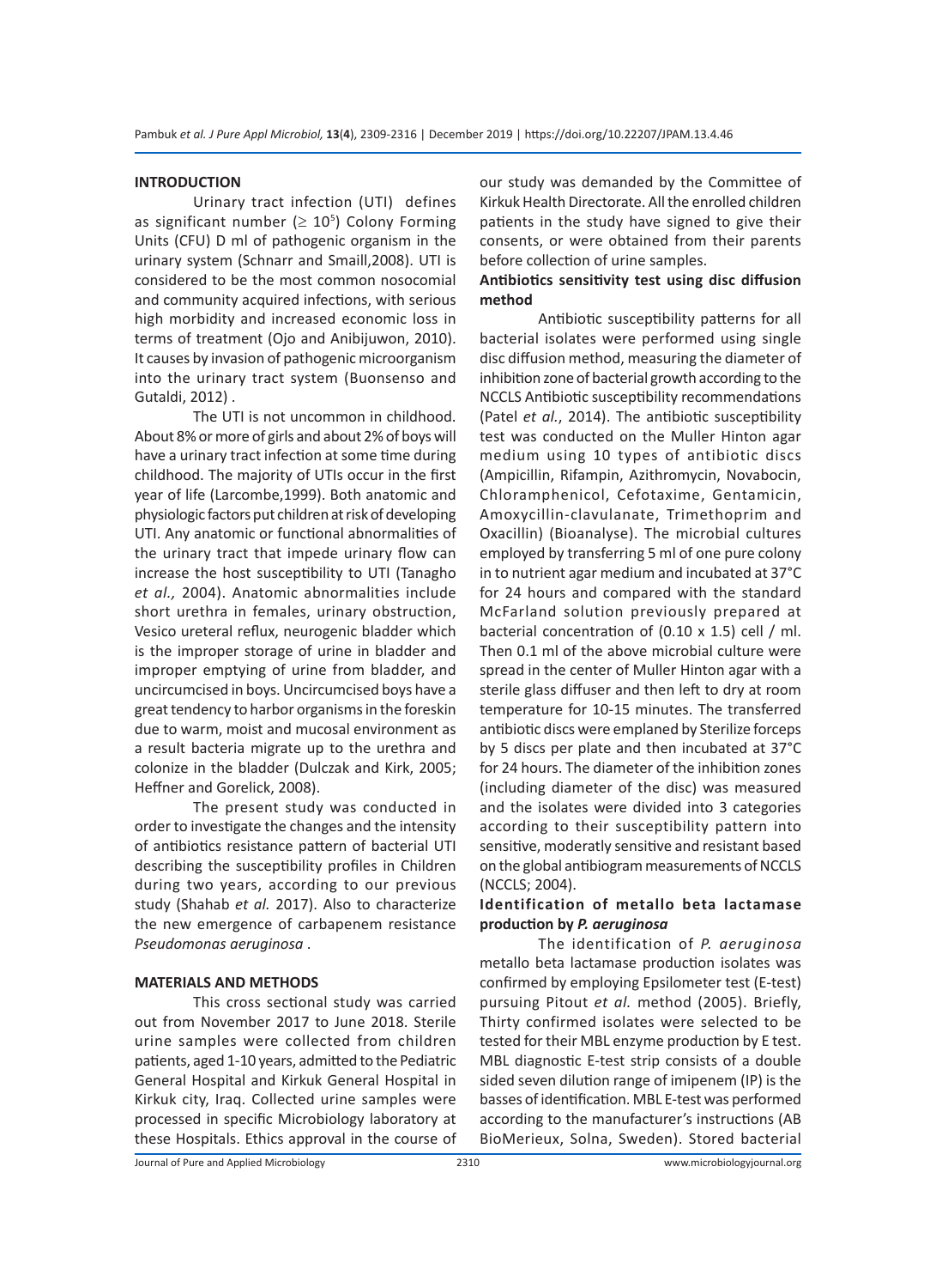## INTRODUCTION

Urinary tract infection (UTI) defines as significant number ($\geq 10^5$) Colony Forming Units (CFU) D ml of pathogenic organism in the urinary system (Schnarr and Smaill,2008). UTI is considered to be the most common nosocomial and community acquired infections, with serious high morbidity and increased economic loss in terms of treatment (Ojo and Anibijuwon, 2010). It causes by invasion of pathogenic microorganism into the urinary tract system (Buonsenso and Gutaldi, 2012) .

The UTI is not uncommon in childhood. About 8% or more of girls and about 2% of boys will have a urinary tract infection at some time during childhood. The majority of UTIs occur in the first year of life (Larcombe,1999). Both anatomic and physiologic factors put children at risk of developing UTI. Any anatomic or functional abnormalities of the urinary tract that impede urinary flow can increase the host susceptibility to UTI (Tanagho *et al.,* 2004). Anatomic abnormalities include short urethra in females, urinary obstruction, Vesico ureteral reflux, neurogenic bladder which is the improper storage of urine in bladder and improper emptying of urine from bladder, and uncircumcised in boys. Uncircumcised boys have a great tendency to harbor organisms in the foreskin due to warm, moist and mucosal environment as a result bacteria migrate up to the urethra and colonize in the bladder (Dulczak and Kirk, 2005; Heffner and Gorelick, 2008).

The present study was conducted in order to investigate the changes and the intensity of antibiotics resistance pattern of bacterial UTI describing the susceptibility profiles in Children during two years, according to our previous study (Shahab *et al.* 2017). Also to characterize the new emergence of carbapenem resistance *Pseudomonas aeruginosa* .

## MATERIALS AND METHODS

This cross sectional study was carried out from November 2017 to June 2018. Sterile urine samples were collected from children patients, aged 1-10 years, admitted to the Pediatric General Hospital and Kirkuk General Hospital in Kirkuk city, Iraq. Collected urine samples were processed in specific Microbiology laboratory at these Hospitals. Ethics approval in the course of our study was demanded by the Committee of Kirkuk Health Directorate. All the enrolled children patients in the study have signed to give their consents, or were obtained from their parents before collection of urine samples.

### Antibiotics sensitivity test using disc diffusion method

Antibiotic susceptibility patterns for all bacterial isolates were performed using single disc diffusion method, measuring the diameter of inhibition zone of bacterial growth according to the NCCLS Antibiotic susceptibility recommendations (Patel *et al.*, 2014). The antibiotic susceptibility test was conducted on the Muller Hinton agar medium using 10 types of antibiotic discs (Ampicillin, Rifampin, Azithromycin, Novabocin, Chloramphenicol, Cefotaxime, Gentamicin, Amoxycillin-clavulanate, Trimethoprim and Oxacillin) (Bioanalyse). The microbial cultures employed by transferring 5 ml of one pure colony in to nutrient agar medium and incubated at 37°C for 24 hours and compared with the standard McFarland solution previously prepared at bacterial concentration of (0.10 x 1.5) cell / ml. Then 0.1 ml of the above microbial culture were spread in the center of Muller Hinton agar with a sterile glass diffuser and then left to dry at room temperature for 10-15 minutes. The transferred antibiotic discs were emplaned by Sterilize forceps by 5 discs per plate and then incubated at 37°C for 24 hours. The diameter of the inhibition zones (including diameter of the disc) was measured and the isolates were divided into 3 categories according to their susceptibility pattern into sensitive, moderately sensitive and resistant based on the global antibiogram measurements of NCCLS (NCCLS; 2004).

### Identification of metallo beta lactamase production by *P. aeruginosa*

The identification of *P. aeruginosa* metallo beta lactamase production isolates was confirmed by employing Epsilometer test (E-test) pursuing Pitout *et al.* method (2005). Briefly, Thirty confirmed isolates were selected to be tested for their MBL enzyme production by E test. MBL diagnostic E-test strip consists of a double sided seven dilution range of imipenem (IP) is the basses of identification. MBL E-test was performed according to the manufacturer's instructions (AB BioMerieux, Solna, Sweden). Stored bacterial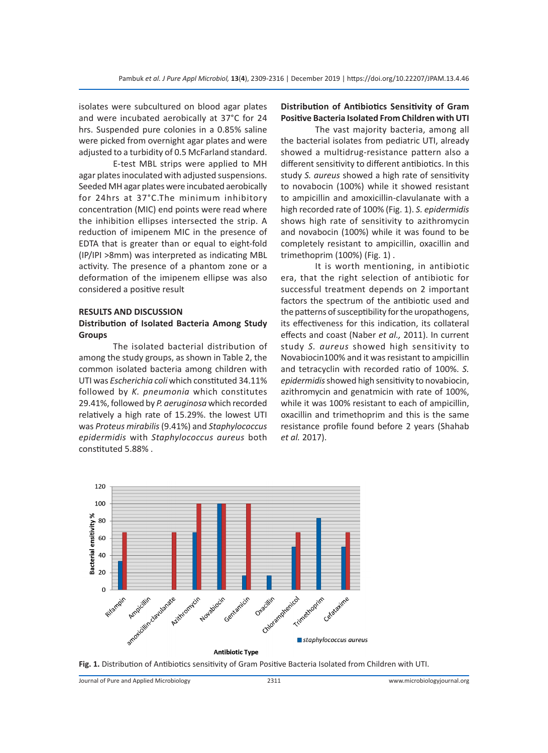isolates were subcultured on blood agar plates and were incubated aerobically at 37°C for 24 hrs. Suspended pure colonies in a 0.85% saline were picked from overnight agar plates and were adjusted to a turbidity of 0.5 McFarland standard.

E-test MBL strips were applied to MH agar plates inoculated with adjusted suspensions. Seeded MH agar plates were incubated aerobically for 24hrs at 37°C.The minimum inhibitory concentration (MIC) end points were read where the inhibition ellipses intersected the strip. A reduction of imipenem MIC in the presence of EDTA that is greater than or equal to eight-fold (IP/IPI >8mm) was interpreted as indicating MBL activity. The presence of a phantom zone or a deformation of the imipenem ellipse was also considered a positive result

## RESULTS AND DISCUSSION

### Distribution of Isolated Bacteria Among Study Groups

The isolated bacterial distribution of among the study groups, as shown in Table 2, the common isolated bacteria among children with UTI was *Escherichia coli* which constituted 34.11% followed by *K. pneumonia* which constitutes 29.41%, followed by *P. aeruginosa* which recorded relatively a high rate of 15.29%. the lowest UTI was *Proteus mirabilis* (9.41%) and *Staphylococcus epidermidis* with *Staphylococcus aureus* both constituted 5.88% .

### Distribution of Antibiotics Sensitivity of Gram Positive Bacteria Isolated From Children with UTI

The vast majority bacteria, among all the bacterial isolates from pediatric UTI, already showed a multidrug-resistance pattern also a different sensitivity to different antibiotics. In this study *S. aureus* showed a high rate of sensitivity to novabocin (100%) while it showed resistant to ampicillin and amoxicillin-clavulanate with a high recorded rate of 100% (Fig. 1). *S. epidermidis* shows high rate of sensitivity to azithromycin and novabocin (100%) while it was found to be completely resistant to ampicillin, oxacillin and trimethoprim (100%) (Fig. 1) .

It is worth mentioning, in antibiotic era, that the right selection of antibiotic for successful treatment depends on 2 important factors the spectrum of the antibiotic used and the patterns of susceptibility for the uropathogens, its effectiveness for this indication, its collateral effects and coast (Naber *et al.,* 2011). In current study *S. aureus* showed high sensitivity to Novabiocin100% and it was resistant to ampicillin and tetracyclin with recorded ratio of 100%. *S. epidermidis* showed high sensitivity to novabiocin, azithromycin and genatmicin with rate of 100%, while it was 100% resistant to each of ampicillin, oxacillin and trimethoprim and this is the same resistance profile found before 2 years (Shahab *et al.* 2017).

**Fig. 1.** Distribution of Antibiotics sensitivity of Gram Positive Bacteria Isolated from Children with UTI.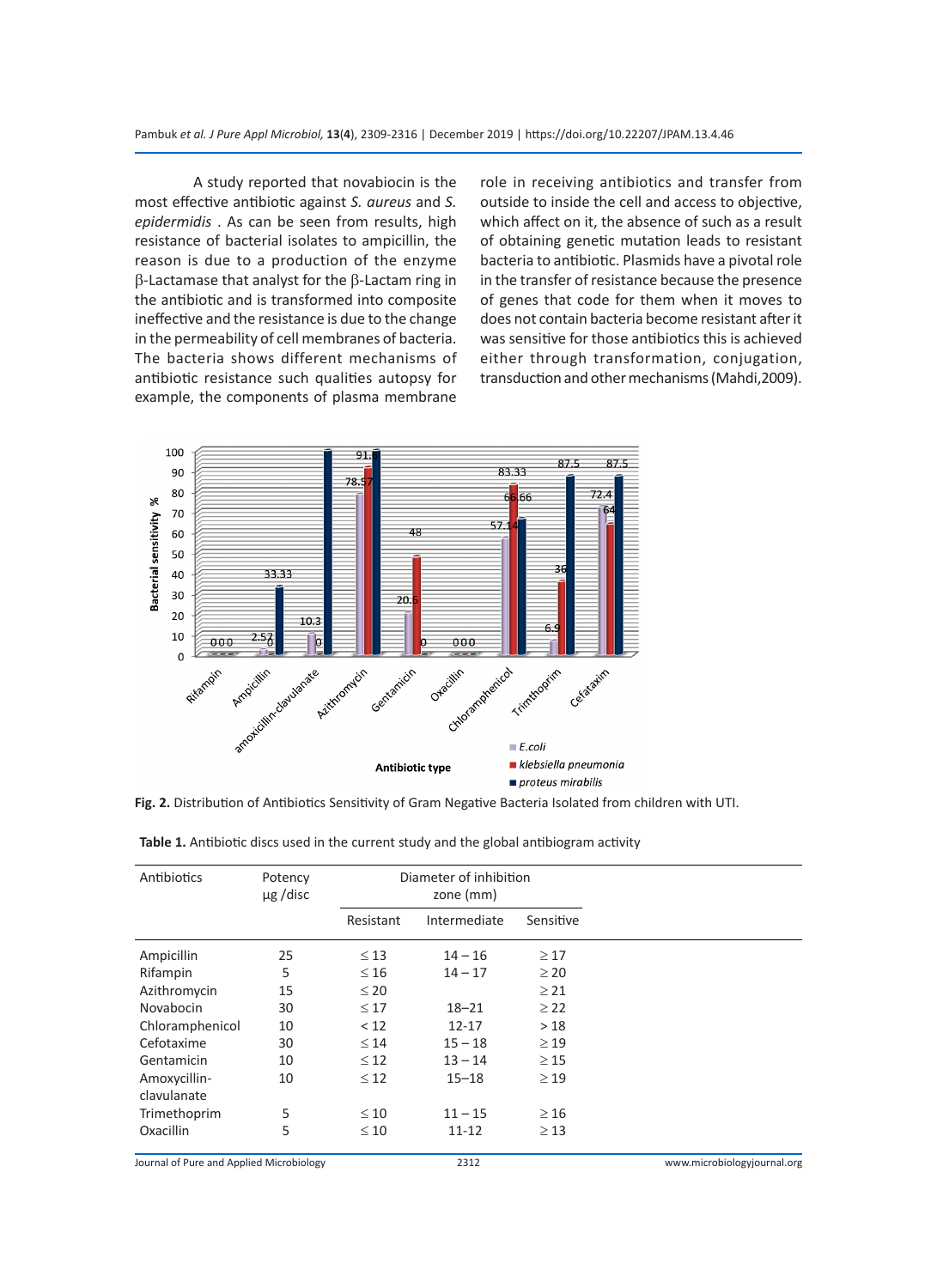A study reported that novabiocin is the most effective antibiotic against *S. aureus* and *S. epidermidis* . As can be seen from results, high resistance of bacterial isolates to ampicillin, the reason is due to a production of the enzyme β-Lactamase that analyst for the β-Lactam ring in the antibiotic and is transformed into composite ineffective and the resistance is due to the change in the permeability of cell membranes of bacteria. The bacteria shows different mechanisms of antibiotic resistance such qualities autopsy for example, the components of plasma membrane role in receiving antibiotics and transfer from outside to inside the cell and access to objective, which affect on it, the absence of such as a result of obtaining genetic mutation leads to resistant bacteria to antibiotic. Plasmids have a pivotal role in the transfer of resistance because the presence of genes that code for them when it moves to does not contain bacteria become resistant after it was sensitive for those antibiotics this is achieved either through transformation, conjugation, transduction and other mechanisms (Mahdi,2009).

**Fig. 2.** Distribution of Antibiotics Sensitivity of Gram Negative Bacteria Isolated from children with UTI.

**Table 1.** Antibiotic discs used in the current study and the global antibiogram activity

| Antibiotics | Potency µg /disc | Diameter of inhibition zone (mm) | | |
|---|---|---|---|---|
| | | Resistant | Intermediate | Sensitive |
| Ampicillin | 25 | ≤ 13 | 14 – 16 | ≥ 17 |
| Rifampin | 5 | ≤ 16 | 14 – 17 | ≥ 20 |
| Azithromycin | 15 | ≤ 20 | | ≥ 21 |
| Novabocin | 30 | ≤ 17 | 18–21 | ≥ 22 |
| Chloramphenicol | 10 | < 12 | 12-17 | > 18 |
| Cefotaxime | 30 | ≤ 14 | 15 – 18 | ≥ 19 |
| Gentamicin | 10 | ≤ 12 | 13 – 14 | ≥ 15 |
| Amoxycillin-clavulanate | 10 | ≤ 12 | 15–18 | ≥ 19 |
| Trimethoprim | 5 | ≤ 10 | 11 – 15 | ≥ 16 |
| Oxacillin | 5 | ≤ 10 | 11-12 | ≥ 13 |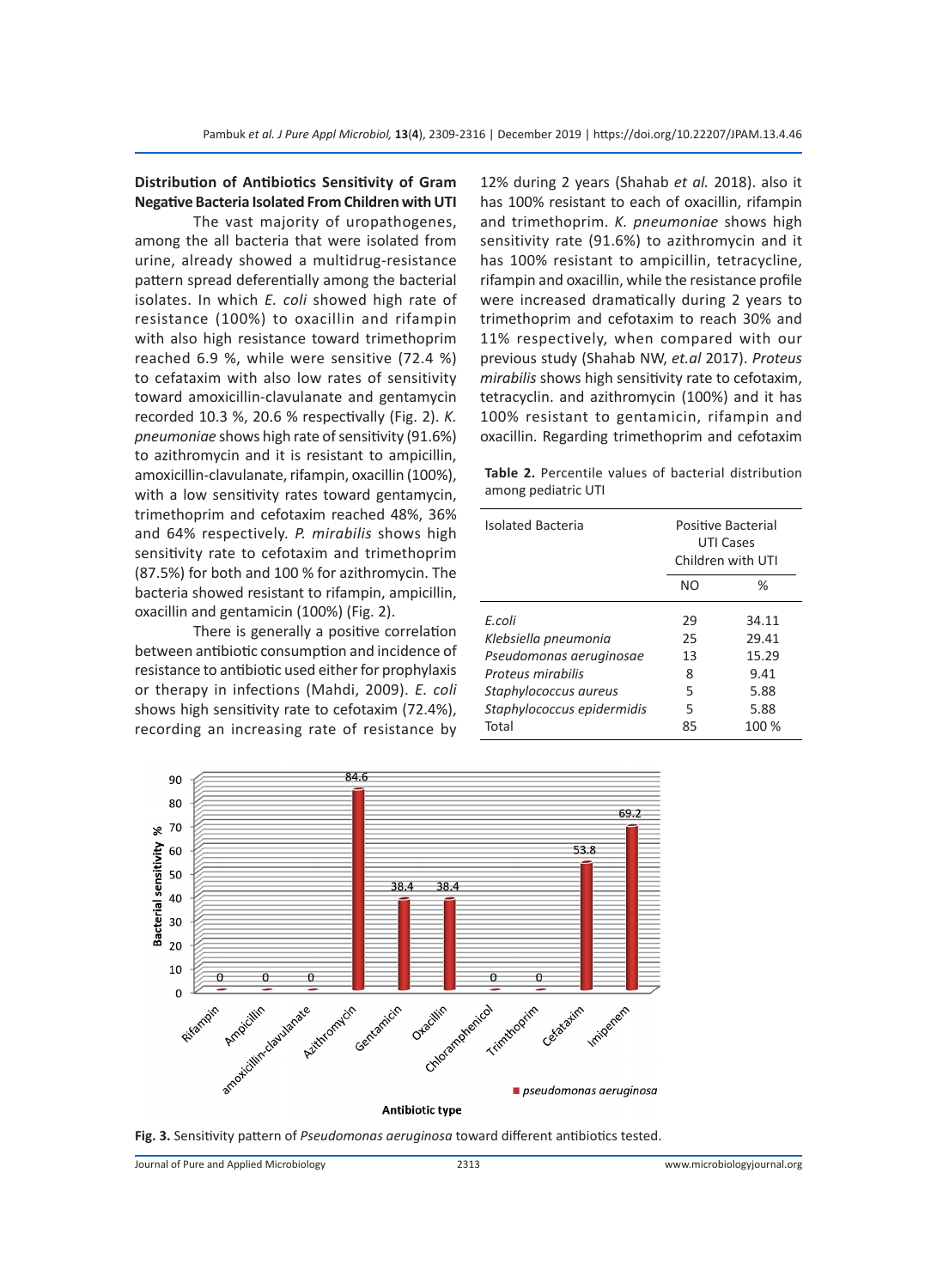### Distribution of Antibiotics Sensitivity of Gram Negative Bacteria Isolated From Children with UTI

The vast majority of uropathogenes, among the all bacteria that were isolated from urine, already showed a multidrug-resistance pattern spread deferentially among the bacterial isolates. In which *E. coli* showed high rate of resistance (100%) to oxacillin and rifampin with also high resistance toward trimethoprim reached 6.9 %, while were sensitive (72.4 %) to cefataxim with also low rates of sensitivity toward amoxicillin-clavulanate and gentamycin recorded 10.3 %, 20.6 % respectivally (Fig. 2). *K. pneumoniae* shows high rate of sensitivity (91.6%) to azithromycin and it is resistant to ampicillin, amoxicillin-clavulanate, rifampin, oxacillin (100%), with a low sensitivity rates toward gentamycin, trimethoprim and cefotaxim reached 48%, 36% and 64% respectively. *P. mirabilis* shows high sensitivity rate to cefotaxim and trimethoprim (87.5%) for both and 100 % for azithromycin. The bacteria showed resistant to rifampin, ampicillin, oxacillin and gentamicin (100%) (Fig. 2).

There is generally a positive correlation between antibiotic consumption and incidence of resistance to antibiotic used either for prophylaxis or therapy in infections (Mahdi, 2009). *E. coli* shows high sensitivity rate to cefotaxim (72.4%), recording an increasing rate of resistance by 12% during 2 years (Shahab *et al.* 2018). also it has 100% resistant to each of oxacillin, rifampin and trimethoprim. *K. pneumoniae* shows high sensitivity rate (91.6%) to azithromycin and it has 100% resistant to ampicillin, tetracycline, rifampin and oxacillin, while the resistance profile were increased dramatically during 2 years to trimethoprim and cefotaxim to reach 30% and 11% respectively, when compared with our previous study (Shahab NW, *et.al* 2017). *Proteus mirabilis* shows high sensitivity rate to cefotaxim, tetracyclin. and azithromycin (100%) and it has 100% resistant to gentamicin, rifampin and oxacillin. Regarding trimethoprim and cefotaxim

**Table 2.** Percentile values of bacterial distribution among pediatric UTI

| Isolated Bacteria | Positive Bacterial UTI Cases Children with UTI | |
|---|---|---|
| | NO | % |
| *E.coli* | 29 | 34.11 |
| *Klebsiella pneumonia* | 25 | 29.41 |
| *Pseudomonas aeruginosae* | 13 | 15.29 |
| *Proteus mirabilis* | 8 | 9.41 |
| *Staphylococcus aureus* | 5 | 5.88 |
| *Staphylococcus epidermidis* | 5 | 5.88 |
| Total | 85 | 100 % |

**Fig. 3.** Sensitivity pattern of *Pseudomonas aeruginosa* toward different antibiotics tested.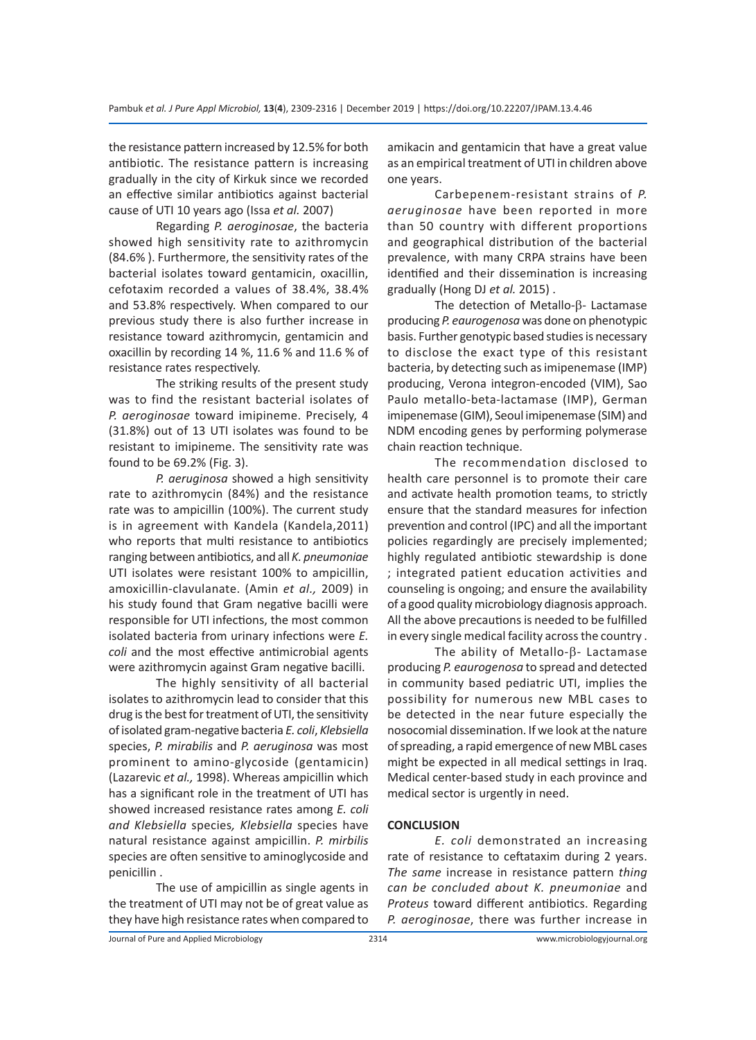the resistance pattern increased by 12.5% for both antibiotic. The resistance pattern is increasing gradually in the city of Kirkuk since we recorded an effective similar antibiotics against bacterial cause of UTI 10 years ago (Issa *et al.* 2007)

Regarding *P. aeroginosae*, the bacteria showed high sensitivity rate to azithromycin (84.6% ). Furthermore, the sensitivity rates of the bacterial isolates toward gentamicin, oxacillin, cefotaxim recorded a values of 38.4%, 38.4% and 53.8% respectively. When compared to our previous study there is also further increase in resistance toward azithromycin, gentamicin and oxacillin by recording 14 %, 11.6 % and 11.6 % of resistance rates respectively.

The striking results of the present study was to find the resistant bacterial isolates of *P. aeroginosae* toward imipineme. Precisely, 4 (31.8%) out of 13 UTI isolates was found to be resistant to imipineme. The sensitivity rate was found to be 69.2% (Fig. 3).

*P. aeruginosa* showed a high sensitivity rate to azithromycin (84%) and the resistance rate was to ampicillin (100%). The current study is in agreement with Kandela (Kandela,2011) who reports that multi resistance to antibiotics ranging between antibiotics, and all *K. pneumoniae* UTI isolates were resistant 100% to ampicillin, amoxicillin-clavulanate. (Amin *et al.,* 2009) in his study found that Gram negative bacilli were responsible for UTI infections, the most common isolated bacteria from urinary infections were *E. coli* and the most effective antimicrobial agents were azithromycin against Gram negative bacilli.

The highly sensitivity of all bacterial isolates to azithromycin lead to consider that this drug is the best for treatment of UTI, the sensitivity of isolated gram-negative bacteria *E. coli*, *Klebsiella* species, *P. mirabilis* and *P. aeruginosa* was most prominent to amino-glycoside (gentamicin) (Lazarevic *et al.,* 1998). Whereas ampicillin which has a significant role in the treatment of UTI has showed increased resistance rates among *E. coli and Klebsiella* species*, Klebsiella* species have natural resistance against ampicillin. *P. mirbilis* species are often sensitive to aminoglycoside and penicillin .

The use of ampicillin as single agents in the treatment of UTI may not be of great value as they have high resistance rates when compared to amikacin and gentamicin that have a great value as an empirical treatment of UTI in children above one years.

Carbepenem-resistant strains of *P. aeruginosae* have been reported in more than 50 country with different proportions and geographical distribution of the bacterial prevalence, with many CRPA strains have been identified and their dissemination is increasing gradually (Hong DJ *et al.* 2015) .

The detection of Metallo-β- Lactamase producing *P. eaurogenosa* was done on phenotypic basis. Further genotypic based studies is necessary to disclose the exact type of this resistant bacteria, by detecting such as imipenemase (IMP) producing, Verona integron-encoded (VIM), Sao Paulo metallo-beta-lactamase (IMP), German imipenemase (GIM), Seoul imipenemase (SIM) and NDM encoding genes by performing polymerase chain reaction technique.

The recommendation disclosed to health care personnel is to promote their care and activate health promotion teams, to strictly ensure that the standard measures for infection prevention and control (IPC) and all the important policies regardingly are precisely implemented; highly regulated antibiotic stewardship is done ; integrated patient education activities and counseling is ongoing; and ensure the availability of a good quality microbiology diagnosis approach. All the above precautions is needed to be fulfilled in every single medical facility across the country .

The ability of Metallo-β- Lactamase producing *P. eaurogenosa* to spread and detected in community based pediatric UTI, implies the possibility for numerous new MBL cases to be detected in the near future especially the nosocomial dissemination. If we look at the nature of spreading, a rapid emergence of new MBL cases might be expected in all medical settings in Iraq. Medical center-based study in each province and medical sector is urgently in need.

## CONCLUSION

*E. coli* demonstrated an increasing rate of resistance to ceftataxim during 2 years. *The same* increase in resistance pattern *thing can be concluded about K. pneumoniae* and *Proteus* toward different antibiotics. Regarding *P. aeroginosae*, there was further increase in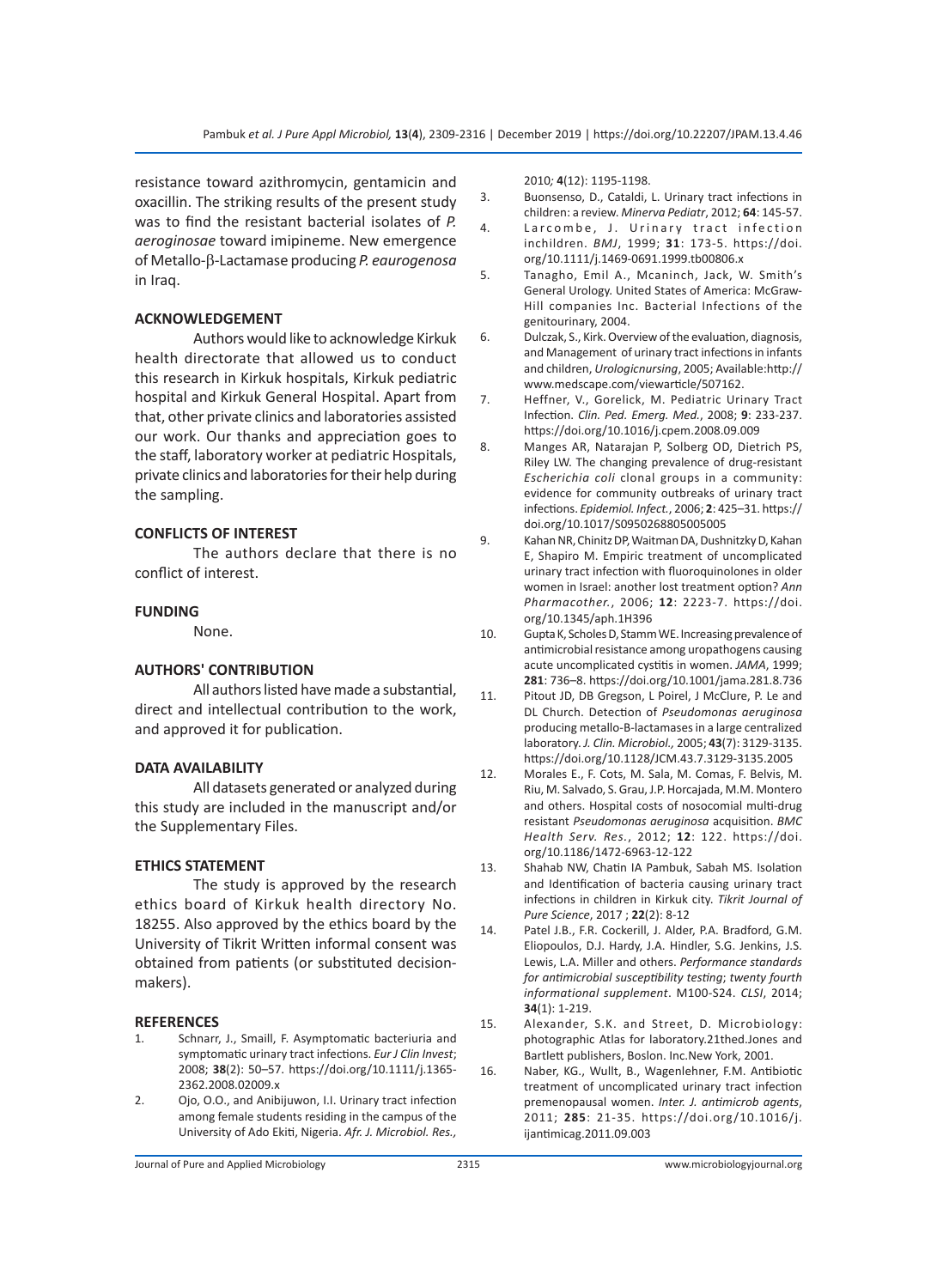resistance toward azithromycin, gentamicin and oxacillin. The striking results of the present study was to find the resistant bacterial isolates of *P. aeroginosae* toward imipineme. New emergence of Metallo-β-Lactamase producing *P. eaurogenosa* in Iraq.

## ACKNOWLEDGEMENT

Authors would like to acknowledge Kirkuk health directorate that allowed us to conduct this research in Kirkuk hospitals, Kirkuk pediatric hospital and Kirkuk General Hospital. Apart from that, other private clinics and laboratories assisted our work. Our thanks and appreciation goes to the staff, laboratory worker at pediatric Hospitals, private clinics and laboratories for their help during the sampling.

## CONFLICTS OF INTEREST

The authors declare that there is no conflict of interest.

## FUNDING

None.

## AUTHORS' CONTRIBUTION

All authors listed have made a substantial, direct and intellectual contribution to the work, and approved it for publication.

## DATA AVAILABILITY

All datasets generated or analyzed during this study are included in the manuscript and/or the Supplementary Files.

## ETHICS STATEMENT

The study is approved by the research ethics board of Kirkuk health directory No. 18255. Also approved by the ethics board by the University of Tikrit Written informal consent was obtained from patients (or substituted decision-makers).

## REFERENCES

1. Schnarr, J., Smaill, F. Asymptomatic bacteriuria and symptomatic urinary tract infections. *Eur J Clin Invest*; 2008; **38**(2): 50–57. https://doi.org/10.1111/j.1365-2362.2008.02009.x
2. Ojo, O.O., and Anibijuwon, I.I. Urinary tract infection among female students residing in the campus of the University of Ado Ekiti, Nigeria. *Afr. J. Microbiol. Res.*, 2010; **4**(12): 1195-1198.
3. Buonsenso, D., Cataldi, L. Urinary tract infections in children: a review. *Minerva Pediatr*, 2012; **64**: 145-57.
4. Larcombe, J. Urinary tract infection inchildren. *BMJ*, 1999; **31**: 173-5. https://doi.org/10.1111/j.1469-0691.1999.tb00806.x
5. Tanagho, Emil A., Mcaninch, Jack, W. Smith's General Urology. United States of America: McGraw-Hill companies Inc. Bacterial Infections of the genitourinary, 2004.
6. Dulczak, S., Kirk. Overview of the evaluation, diagnosis, and Management of urinary tract infections in infants and children, *Urologicnursing*, 2005; Available:http://www.medscape.com/viewarticle/507162.
7. Heffner, V., Gorelick, M. Pediatric Urinary Tract Infection. *Clin. Ped. Emerg. Med.*, 2008; **9**: 233-237. https://doi.org/10.1016/j.cpem.2008.09.009
8. Manges AR, Natarajan P, Solberg OD, Dietrich PS, Riley LW. The changing prevalence of drug-resistant *Escherichia coli* clonal groups in a community: evidence for community outbreaks of urinary tract infections. *Epidemiol. Infect.*, 2006; **2**: 425–31. https://doi.org/10.1017/S0950268805005005
9. Kahan NR, Chinitz DP, Waitman DA, Dushnitzky D, Kahan E, Shapiro M. Empiric treatment of uncomplicated urinary tract infection with fluoroquinolones in older women in Israel: another lost treatment option? *Ann Pharmacother.*, 2006; **12**: 2223-7. https://doi.org/10.1345/aph.1H396
10. Gupta K, Scholes D, Stamm WE. Increasing prevalence of antimicrobial resistance among uropathogens causing acute uncomplicated cystitis in women. *JAMA*, 1999; **281**: 736–8. https://doi.org/10.1001/jama.281.8.736
11. Pitout JD, DB Gregson, L Poirel, J McClure, P. Le and DL Church. Detection of *Pseudomonas aeruginosa* producing metallo-B-lactamases in a large centralized laboratory. *J. Clin. Microbiol.*, 2005; **43**(7): 3129-3135. https://doi.org/10.1128/JCM.43.7.3129-3135.2005
12. Morales E., F. Cots, M. Sala, M. Comas, F. Belvis, M. Riu, M. Salvado, S. Grau, J.P. Horcajada, M.M. Montero and others. Hospital costs of nosocomial multi-drug resistant *Pseudomonas aeruginosa* acquisition. *BMC Health Serv. Res.*, 2012; **12**: 122. https://doi.org/10.1186/1472-6963-12-122
13. Shahab NW, Chatin IA Pambuk, Sabah MS. Isolation and Identification of bacteria causing urinary tract infections in children in Kirkuk city. *Tikrit Journal of Pure Science*, 2017 ; **22**(2): 8-12
14. Patel J.B., F.R. Cockerill, J. Alder, P.A. Bradford, G.M. Eliopoulos, D.J. Hardy, J.A. Hindler, S.G. Jenkins, J.S. Lewis, L.A. Miller and others. *Performance standards for antimicrobial susceptibility testing*; *twenty fourth informational supplement*. M100-S24. *CLSI*, 2014; **34**(1): 1-219.
15. Alexander, S.K. and Street, D. Microbiology: photographic Atlas for laboratory.21thed.Jones and Bartlett publishers, Boslon. Inc.New York, 2001.
16. Naber, KG., Wullt, B., Wagenlehner, F.M. Antibiotic treatment of uncomplicated urinary tract infection premenopausal women. *Inter. J. antimicrob agents*, 2011; **285**: 21-35. https://doi.org/10.1016/j.ijantimicag.2011.09.003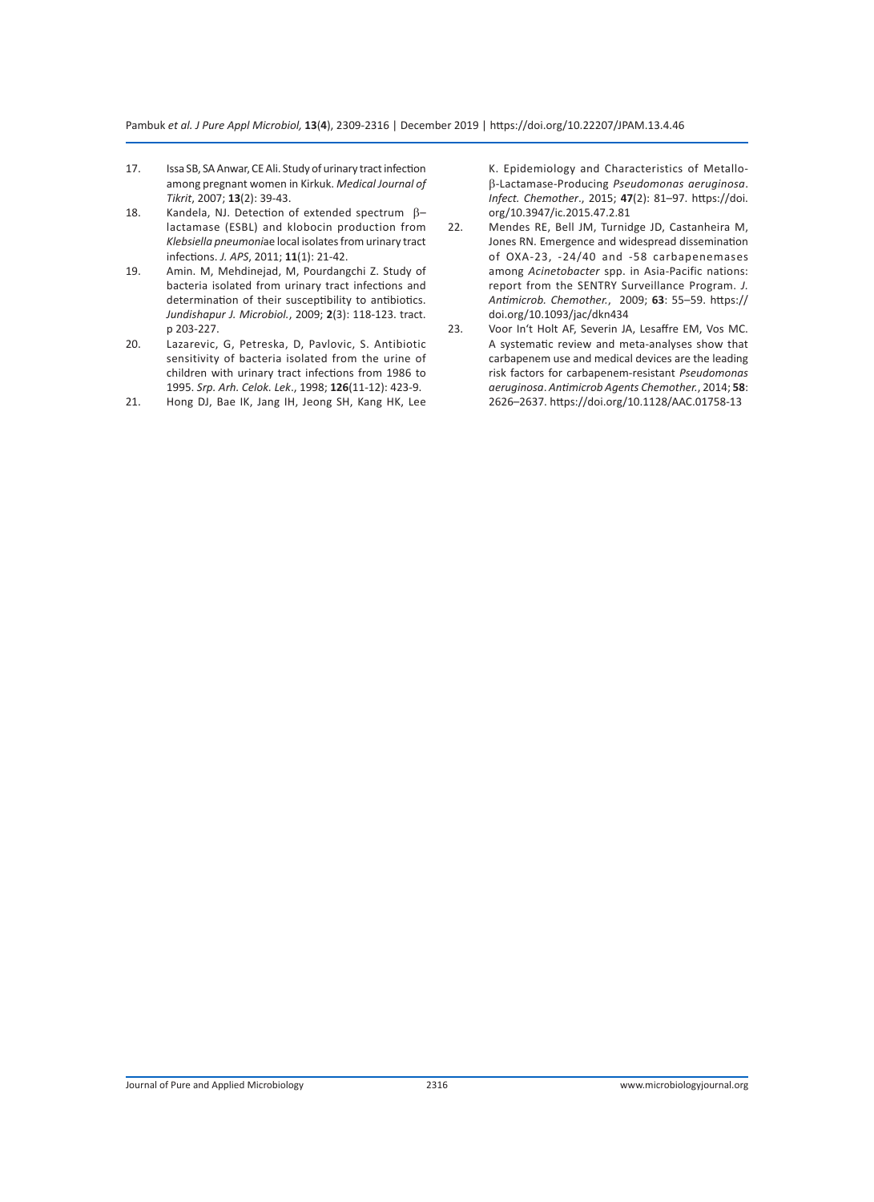17. Issa SB, SA Anwar, CE Ali. Study of urinary tract infection among pregnant women in Kirkuk. *Medical Journal of Tikrit*, 2007; **13**(2): 39-43.
18. Kandela, NJ. Detection of extended spectrum β–lactamase (ESBL) and klobocin production from *Klebsiella pneumoni*ae local isolates from urinary tract infections. *J. APS*, 2011; **11**(1): 21-42.
19. Amin. M, Mehdinejad, M, Pourdangchi Z. Study of bacteria isolated from urinary tract infections and determination of their susceptibility to antibiotics. *Jundishapur J. Microbiol.*, 2009; **2**(3): 118-123. tract. p 203-227.
20. Lazarevic, G, Petreska, D, Pavlovic, S. Antibiotic sensitivity of bacteria isolated from the urine of children with urinary tract infections from 1986 to 1995. *Srp. Arh. Celok. Lek*., 1998; **126**(11-12): 423-9.
21. Hong DJ, Bae IK, Jang IH, Jeong SH, Kang HK, Lee K. Epidemiology and Characteristics of Metallo-β-Lactamase-Producing *Pseudomonas aeruginosa*. *Infect. Chemother*., 2015; **47**(2): 81–97. https://doi.org/10.3947/ic.2015.47.2.81
22. Mendes RE, Bell JM, Turnidge JD, Castanheira M, Jones RN. Emergence and widespread dissemination of OXA-23, -24/40 and -58 carbapenemases among *Acinetobacter* spp. in Asia-Pacific nations: report from the SENTRY Surveillance Program. *J. Antimicrob. Chemother.*, 2009; **63**: 55–59. https://doi.org/10.1093/jac/dkn434
23. Voor In't Holt AF, Severin JA, Lesaffre EM, Vos MC. A systematic review and meta-analyses show that carbapenem use and medical devices are the leading risk factors for carbapenem-resistant *Pseudomonas aeruginosa*. *Antimicrob Agents Chemother.*, 2014; **58**: 2626–2637. https://doi.org/10.1128/AAC.01758-13